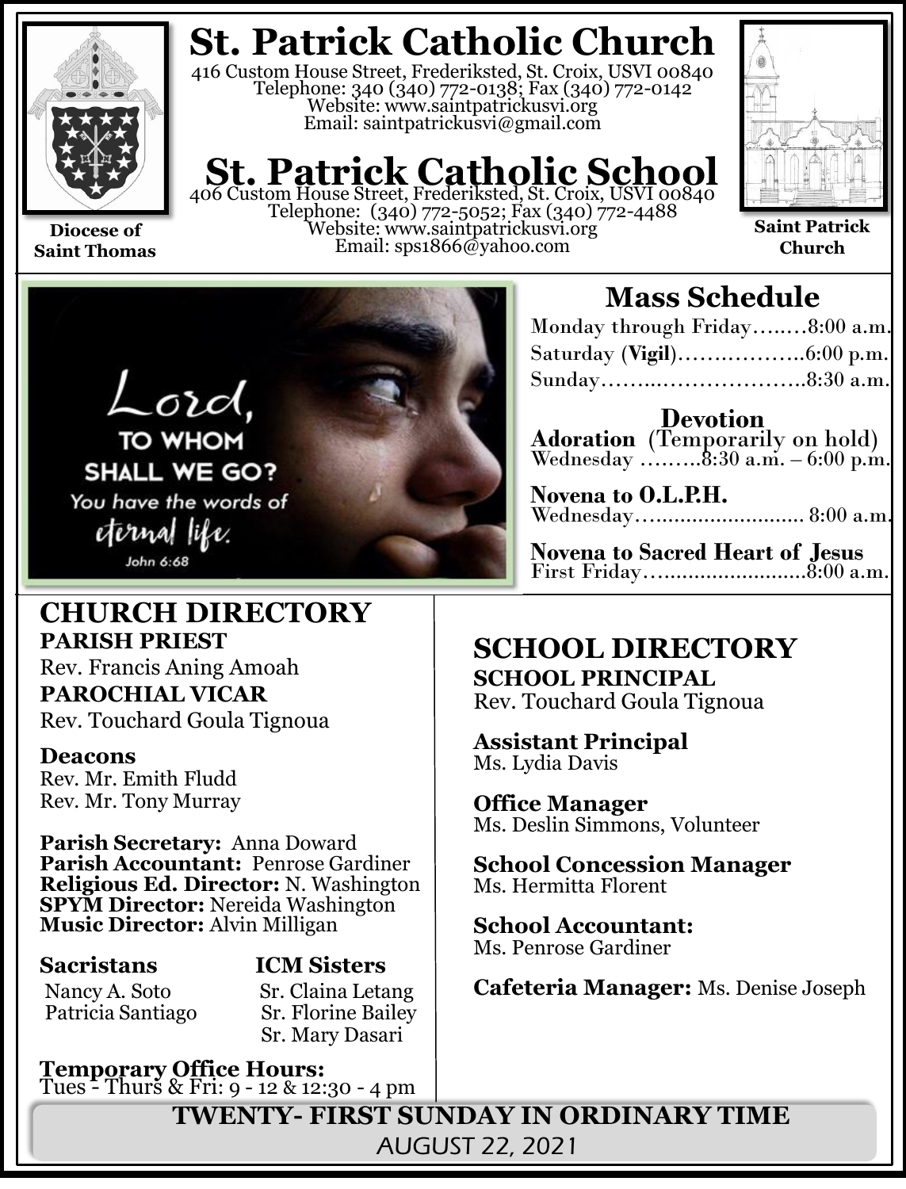# St. Patrick Catholic Church

416 Custom House Street, Frederiksted, St. Croix, USVI 00840
Telephone: 340 (340) 772-0138; Fax (340) 772-0142
Website: www.saintpatrickusvi.org
Email: saintpatrickusvi@gmail.com

# St. Patrick Catholic School

406 Custom House Street, Frederiksted, St. Croix, USVI 00840
Telephone: (340) 772-5052; Fax (340) 772-4488
Website: www.saintpatrickusvi.org
Email: sps1866@yahoo.com

**Diocese of Saint Thomas**

**Saint Patrick Church**

Lord, TO WHOM SHALL WE GO? You have the words of eternal life. John 6:68

## Mass Schedule

Monday through Friday……..8:00 a.m.
Saturday (**Vigil**)………………6:00 p.m.
Sunday…………………………8:30 a.m.

### Devotion

**Adoration** (Temporarily on hold)
Wednesday ………8:30 a.m. – 6:00 p.m.

**Novena to O.L.P.H.**
Wednesday………………………… 8:00 a.m.

**Novena to Sacred Heart of Jesus**
First Friday………………………8:00 a.m.

## CHURCH DIRECTORY

**PARISH PRIEST**
Rev. Francis Aning Amoah

**PAROCHIAL VICAR**
Rev. Touchard Goula Tignoua

**Deacons**
Rev. Mr. Emith Fludd
Rev. Mr. Tony Murray

**Parish Secretary:** Anna Doward
**Parish Accountant:** Penrose Gardiner
**Religious Ed. Director:** N. Washington
**SPYM Director:** Nereida Washington
**Music Director:** Alvin Milligan

**Sacristans**
Nancy A. Soto
Patricia Santiago

**ICM Sisters**
Sr. Claina Letang
Sr. Florine Bailey
Sr. Mary Dasari

**Temporary Office Hours:**
Tues - Thurs & Fri: 9 - 12 & 12:30 - 4 pm

## SCHOOL DIRECTORY

**SCHOOL PRINCIPAL**
Rev. Touchard Goula Tignoua

**Assistant Principal**
Ms. Lydia Davis

**Office Manager**
Ms. Deslin Simmons, Volunteer

**School Concession Manager**
Ms. Hermitta Florent

**School Accountant:**
Ms. Penrose Gardiner

**Cafeteria Manager:** Ms. Denise Joseph

**TWENTY- FIRST SUNDAY IN ORDINARY TIME**
AUGUST 22, 2021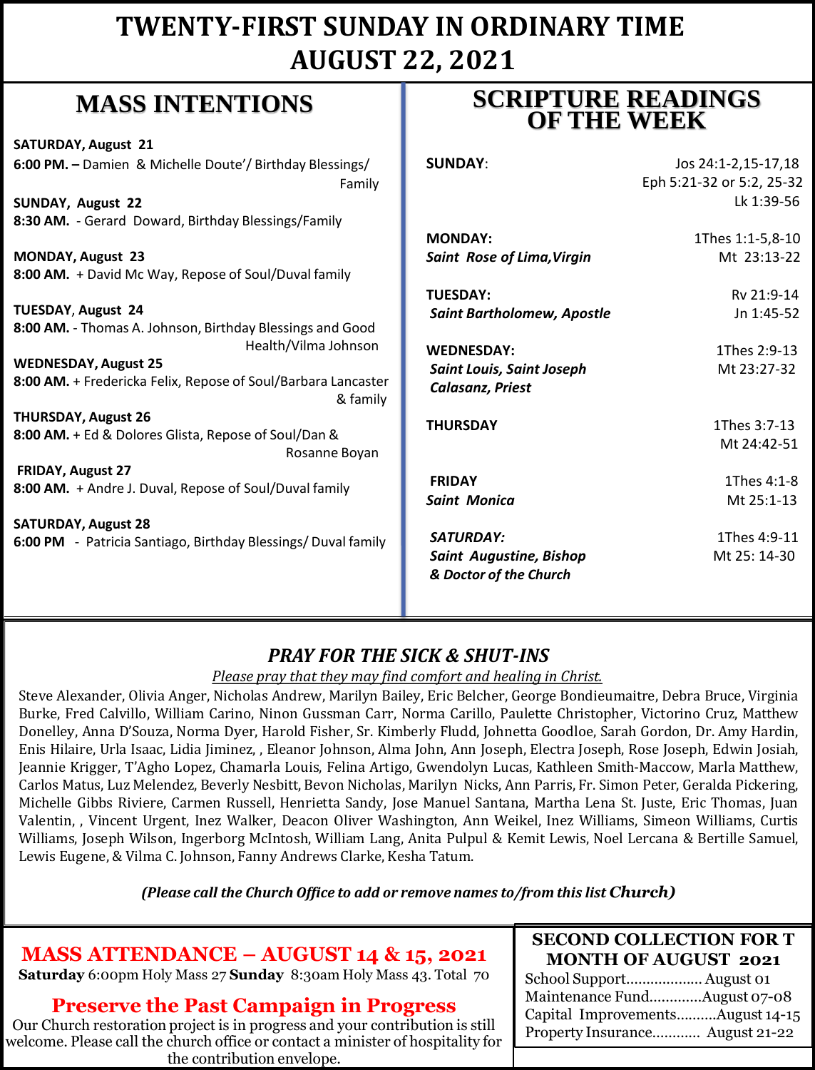# TWENTY-FIRST SUNDAY IN ORDINARY TIME
# AUGUST 22, 2021

## MASS INTENTIONS

**SATURDAY, August 21**
**6:00 PM. –** Damien & Michelle Doute'/ Birthday Blessings/ Family

**SUNDAY, August 22**
**8:30 AM.** - Gerard Doward, Birthday Blessings/Family

**MONDAY, August 23**
**8:00 AM.** + David Mc Way, Repose of Soul/Duval family

**TUESDAY, August 24**
**8:00 AM.** - Thomas A. Johnson, Birthday Blessings and Good Health/Vilma Johnson

**WEDNESDAY, August 25**
**8:00 AM.** + Fredericka Felix, Repose of Soul/Barbara Lancaster & family

**THURSDAY, August 26**
**8:00 AM.** + Ed & Dolores Glista, Repose of Soul/Dan & Rosanne Boyan

**FRIDAY, August 27**
**8:00 AM.** + Andre J. Duval, Repose of Soul/Duval family

**SATURDAY, August 28**
**6:00 PM** - Patricia Santiago, Birthday Blessings/ Duval family

## SCRIPTURE READINGS OF THE WEEK

| Day | Readings |
|---|---|
| **SUNDAY**: | Jos 24:1-2,15-17,18<br>Eph 5:21-32 or 5:2, 25-32<br>Lk 1:39-56 |
| **MONDAY:**<br>***Saint Rose of Lima,Virgin*** | 1Thes 1:1-5,8-10<br>Mt 23:13-22 |
| **TUESDAY:**<br>***Saint Bartholomew, Apostle*** | Rv 21:9-14<br>Jn 1:45-52 |
| **WEDNESDAY:**<br>***Saint Louis, Saint Joseph Calasanz, Priest*** | 1Thes 2:9-13<br>Mt 23:27-32 |
| **THURSDAY** | 1Thes 3:7-13<br>Mt 24:42-51 |
| **FRIDAY**<br>***Saint Monica*** | 1Thes 4:1-8<br>Mt 25:1-13 |
| ***SATURDAY:***<br>***Saint Augustine, Bishop & Doctor of the Church*** | 1Thes 4:9-11<br>Mt 25: 14-30 |

### *PRAY FOR THE SICK & SHUT-INS*

*Please pray that they may find comfort and healing in Christ.*

Steve Alexander, Olivia Anger, Nicholas Andrew, Marilyn Bailey, Eric Belcher, George Bondieumaitre, Debra Bruce, Virginia Burke, Fred Calvillo, William Carino, Ninon Gussman Carr, Norma Carillo, Paulette Christopher, Victorino Cruz, Matthew Donelley, Anna D'Souza, Norma Dyer, Harold Fisher, Sr. Kimberly Fludd, Johnetta Goodloe, Sarah Gordon, Dr. Amy Hardin, Enis Hilaire, Urla Isaac, Lidia Jiminez, , Eleanor Johnson, Alma John, Ann Joseph, Electra Joseph, Rose Joseph, Edwin Josiah, Jeannie Krigger, T'Agho Lopez, Chamarla Louis, Felina Artigo, Gwendolyn Lucas, Kathleen Smith-Maccow, Marla Matthew, Carlos Matus, Luz Melendez, Beverly Nesbitt, Bevon Nicholas, Marilyn Nicks, Ann Parris, Fr. Simon Peter, Geralda Pickering, Michelle Gibbs Riviere, Carmen Russell, Henrietta Sandy, Jose Manuel Santana, Martha Lena St. Juste, Eric Thomas, Juan Valentin, , Vincent Urgent, Inez Walker, Deacon Oliver Washington, Ann Weikel, Inez Williams, Simeon Williams, Curtis Williams, Joseph Wilson, Ingerborg McIntosh, William Lang, Anita Pulpul & Kemit Lewis, Noel Lercana & Bertille Samuel, Lewis Eugene, & Vilma C. Johnson, Fanny Andrews Clarke, Kesha Tatum.

***(Please call the Church Office to add or remove names to/from this list Church)***

## MASS ATTENDANCE – AUGUST 14 & 15, 2021

**Saturday** 6:00pm Holy Mass 27 **Sunday** 8:30am Holy Mass 43. Total 70

## Preserve the Past Campaign in Progress

Our Church restoration project is in progress and your contribution is still welcome. Please call the church office or contact a minister of hospitality for the contribution envelope.

## SECOND COLLECTION FOR T MONTH OF AUGUST 2021

School Support................... August 01
Maintenance Fund.............August 07-08
Capital Improvements..........August 14-15
Property Insurance............ August 21-22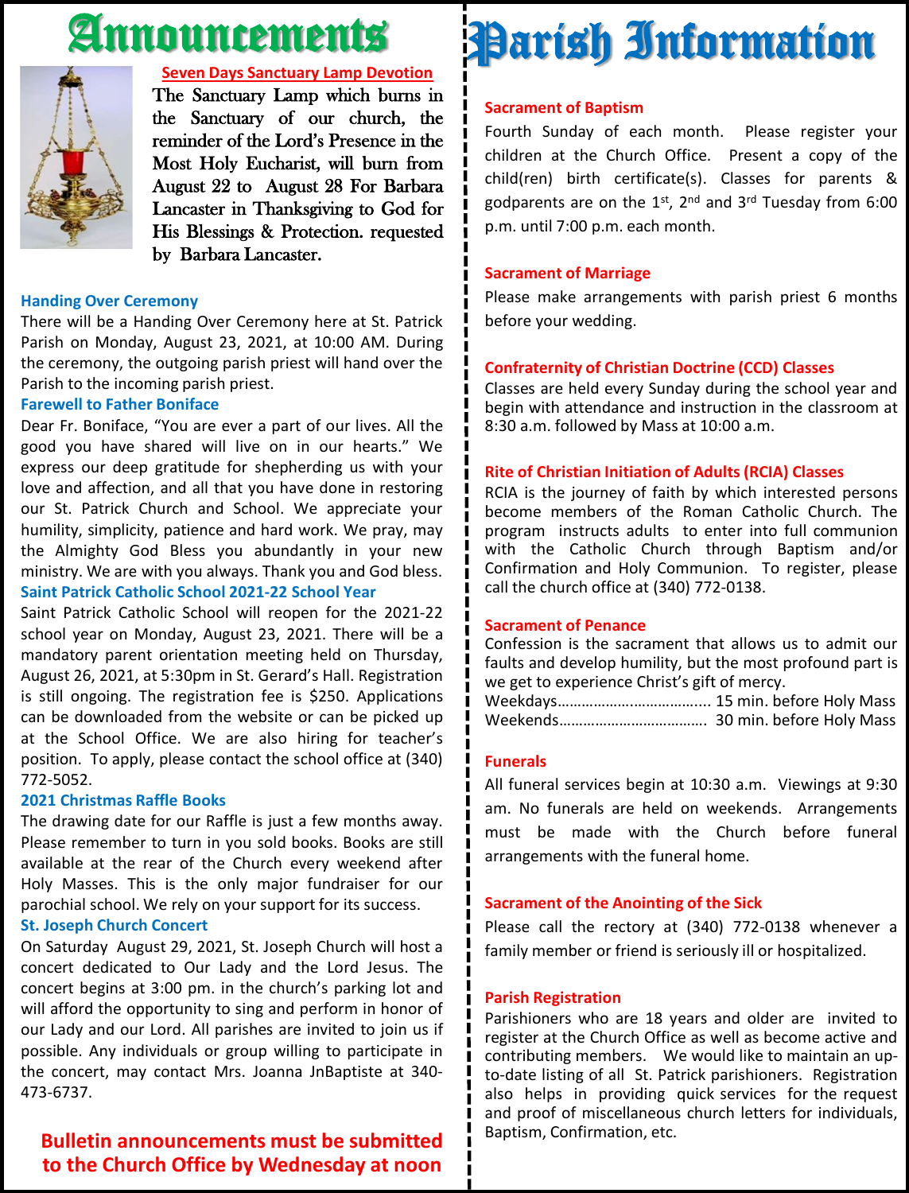# Announcements

**Seven Days Sanctuary Lamp Devotion**

The Sanctuary Lamp which burns in the Sanctuary of our church, the reminder of the Lord's Presence in the Most Holy Eucharist, will burn from August 22 to August 28 For Barbara Lancaster in Thanksgiving to God for His Blessings & Protection. requested by Barbara Lancaster.

### Handing Over Ceremony

There will be a Handing Over Ceremony here at St. Patrick Parish on Monday, August 23, 2021, at 10:00 AM. During the ceremony, the outgoing parish priest will hand over the Parish to the incoming parish priest.

### Farewell to Father Boniface

Dear Fr. Boniface, "You are ever a part of our lives. All the good you have shared will live on in our hearts." We express our deep gratitude for shepherding us with your love and affection, and all that you have done in restoring our St. Patrick Church and School. We appreciate your humility, simplicity, patience and hard work. We pray, may the Almighty God Bless you abundantly in your new ministry. We are with you always. Thank you and God bless.

### Saint Patrick Catholic School 2021-22 School Year

Saint Patrick Catholic School will reopen for the 2021-22 school year on Monday, August 23, 2021. There will be a mandatory parent orientation meeting held on Thursday, August 26, 2021, at 5:30pm in St. Gerard's Hall. Registration is still ongoing. The registration fee is $250. Applications can be downloaded from the website or can be picked up at the School Office. We are also hiring for teacher's position. To apply, please contact the school office at (340) 772-5052.

### 2021 Christmas Raffle Books

The drawing date for our Raffle is just a few months away. Please remember to turn in you sold books. Books are still available at the rear of the Church every weekend after Holy Masses. This is the only major fundraiser for our parochial school. We rely on your support for its success.

### St. Joseph Church Concert

On Saturday August 29, 2021, St. Joseph Church will host a concert dedicated to Our Lady and the Lord Jesus. The concert begins at 3:00 pm. in the church's parking lot and will afford the opportunity to sing and perform in honor of our Lady and our Lord. All parishes are invited to join us if possible. Any individuals or group willing to participate in the concert, may contact Mrs. Joanna JnBaptiste at 340-473-6737.

**Bulletin announcements must be submitted to the Church Office by Wednesday at noon**

# Parish Information

### Sacrament of Baptism

Fourth Sunday of each month. Please register your children at the Church Office. Present a copy of the child(ren) birth certificate(s). Classes for parents & godparents are on the 1st, 2nd and 3rd Tuesday from 6:00 p.m. until 7:00 p.m. each month.

### Sacrament of Marriage

Please make arrangements with parish priest 6 months before your wedding.

### Confraternity of Christian Doctrine (CCD) Classes

Classes are held every Sunday during the school year and begin with attendance and instruction in the classroom at 8:30 a.m. followed by Mass at 10:00 a.m.

### Rite of Christian Initiation of Adults (RCIA) Classes

RCIA is the journey of faith by which interested persons become members of the Roman Catholic Church. The program instructs adults to enter into full communion with the Catholic Church through Baptism and/or Confirmation and Holy Communion. To register, please call the church office at (340) 772-0138.

### Sacrament of Penance

Confession is the sacrament that allows us to admit our faults and develop humility, but the most profound part is we get to experience Christ's gift of mercy.

Weekdays.................................... 15 min. before Holy Mass
Weekends.................................. 30 min. before Holy Mass

### Funerals

All funeral services begin at 10:30 a.m. Viewings at 9:30 am. No funerals are held on weekends. Arrangements must be made with the Church before funeral arrangements with the funeral home.

### Sacrament of the Anointing of the Sick

Please call the rectory at (340) 772-0138 whenever a family member or friend is seriously ill or hospitalized.

### Parish Registration

Parishioners who are 18 years and older are invited to register at the Church Office as well as become active and contributing members. We would like to maintain an up-to-date listing of all St. Patrick parishioners. Registration also helps in providing quick services for the request and proof of miscellaneous church letters for individuals, Baptism, Confirmation, etc.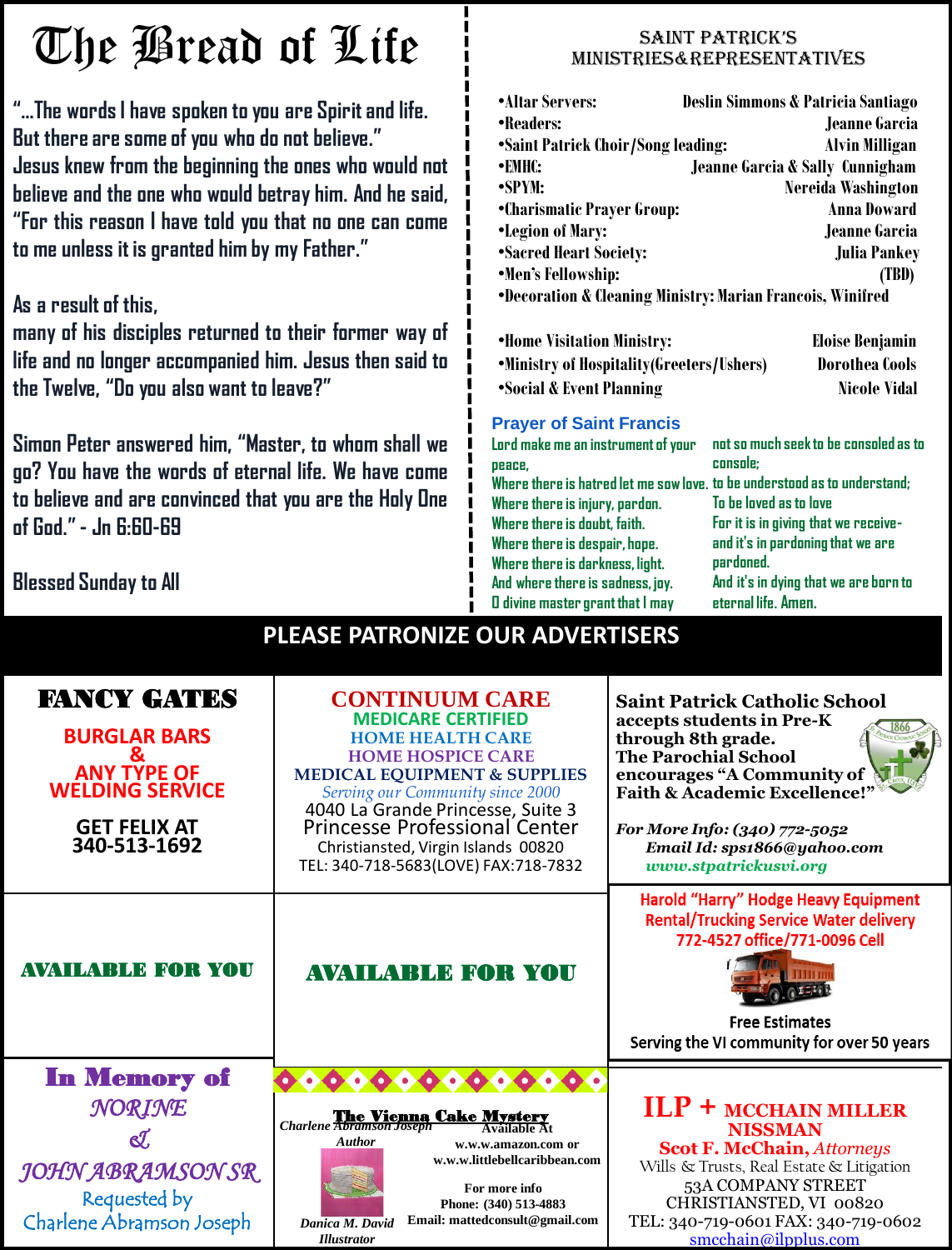# The Bread of Life

**"...The words I have spoken to you are Spirit and life. But there are some of you who do not believe." Jesus knew from the beginning the ones who would not believe and the one who would betray him. And he said, "For this reason I have told you that no one can come to me unless it is granted him by my Father."**

**As a result of this, many of his disciples returned to their former way of life and no longer accompanied him. Jesus then said to the Twelve, "Do you also want to leave?"**

**Simon Peter answered him, "Master, to whom shall we go? You have the words of eternal life. We have come to believe and are convinced that you are the Holy One of God." - Jn 6:60-69**

**Blessed Sunday to All**

## SAINT PATRICK'S MINISTRIES&REPRESENTATIVES

- **Altar Servers:** Deslin Simmons & Patricia Santiago
- **Readers:** Jeanne Garcia
- **Saint Patrick Choir/Song leading:** Alvin Milligan
- **EMHC:** Jeanne Garcia & Sally Cunningham
- **SPYM:** Nereida Washington
- **Charismatic Prayer Group:** Anna Doward
- **Legion of Mary:** Jeanne Garcia
- **Sacred Heart Society:** Julia Pankey
- **Men's Fellowship:** (TBD)
- **Decoration & Cleaning Ministry:** Marian Francois, Winifred
- **Home Visitation Ministry:** Eloise Benjamin
- **Ministry of Hospitality(Greeters/Ushers)** Dorothea Cools
- **Social & Event Planning** Nicole Vidal

### Prayer of Saint Francis

Lord make me an instrument of your peace,
Where there is hatred let me sow love.
Where there is injury, pardon.
Where there is doubt, faith.
Where there is despair, hope.
Where there is darkness, light.
And where there is sadness, joy.
O divine master grant that I may
not so much seek to be consoled as to console;
to be understood as to understand;
To be loved as to love
For it is in giving that we receive-
and it's in pardoning that we are pardoned.
And it's in dying that we are born to eternal life. Amen.

## PLEASE PATRONIZE OUR ADVERTISERS

**FANCY GATES**
BURGLAR BARS
&
ANY TYPE OF WELDING SERVICE
GET FELIX AT
340-513-1692

**CONTINUUM CARE**
MEDICARE CERTIFIED
HOME HEALTH CARE
HOME HOSPICE CARE
MEDICAL EQUIPMENT & SUPPLIES
*Serving our Community since 2000*
4040 La Grande Princesse, Suite 3
Princesse Professional Center
Christiansted, Virgin Islands 00820
TEL: 340-718-5683(LOVE) FAX:718-7832

**Saint Patrick Catholic School**
**accepts students in Pre-K through 8th grade.**
**The Parochial School encourages "A Community of Faith & Academic Excellence!"**
*For More Info: (340) 772-5052*
*Email Id: sps1866@yahoo.com*
*www.stpatrickusvi.org*

AVAILABLE FOR YOU

AVAILABLE FOR YOU

**Harold "Harry" Hodge Heavy Equipment Rental/Trucking Service Water delivery**
**772-4527 office/771-0096 Cell**
Free Estimates
Serving the VI community for over 50 years

**In Memory of**
*NORINE*
*&*
*JOHN ABRAMSON SR*
Requested by
Charlene Abramson Joseph

**The Vienna Cake Mystery**
*Charlene Abramson Joseph*
*Author*
*Danica M. David*
*Illustrator*
Available At
w.w.w.amazon.com or
w.w.w.littlebellcaribbean.com
For more info
Phone: (340) 513-4883
Email: mattedconsult@gmail.com

**ILP + MCCHAIN MILLER NISSMAN**
**Scot F. McChain,** *Attorneys*
Wills & Trusts, Real Estate & Litigation
53A COMPANY STREET
CHRISTIANSTED, VI 00820
TEL: 340-719-0601 FAX: 340-719-0602
smcchain@ilpplus.com